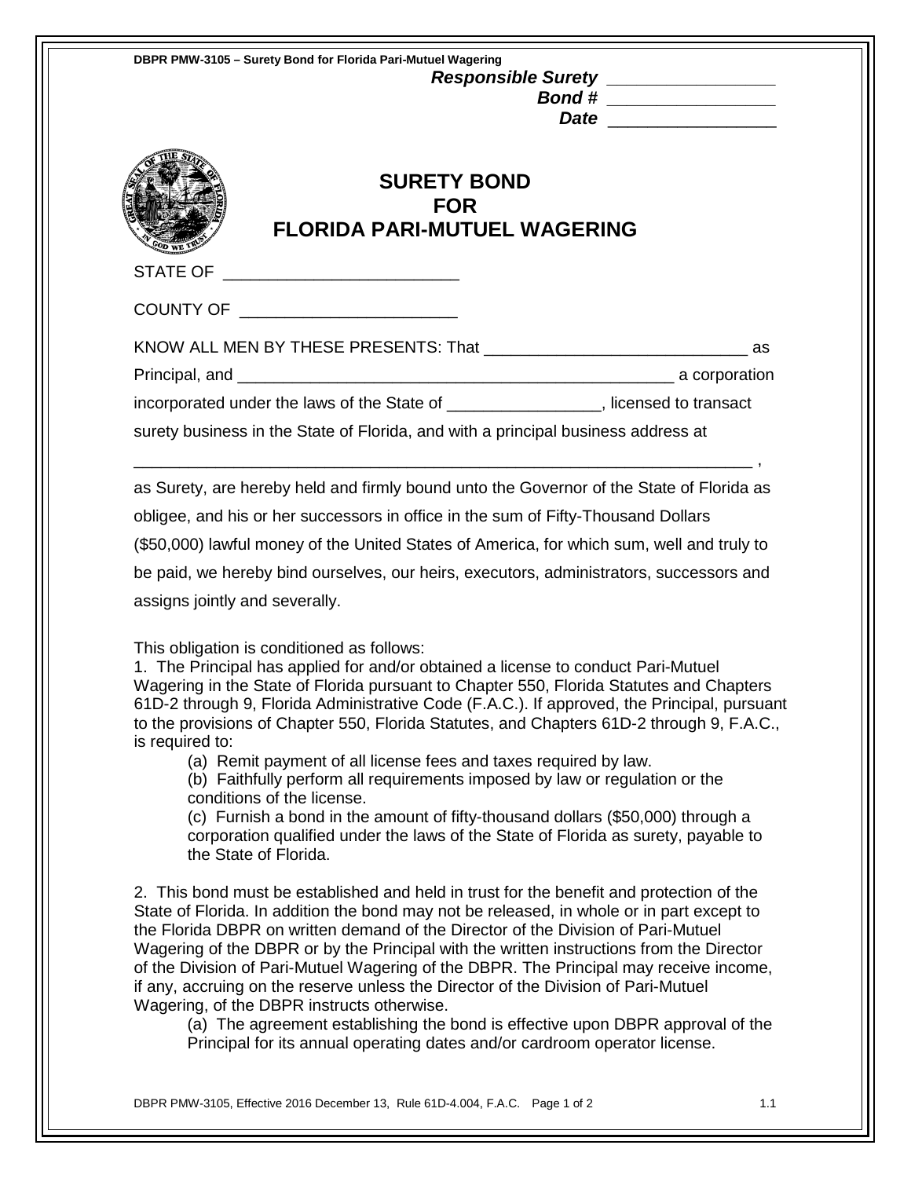**DBPR PMW-3105 – Surety Bond for Florida Pari-Mutuel Wagering**

***Responsible Surety*** _________________
***Bond #*** _________________
***Date*** _________________

# SURETY BOND FOR FLORIDA PARI-MUTUEL WAGERING

STATE OF _________________________

COUNTY OF _______________________

KNOW ALL MEN BY THESE PRESENTS: That _____________________________ as Principal, and _________________________________________________ a corporation incorporated under the laws of the State of ________________, licensed to transact surety business in the State of Florida, and with a principal business address at

_____________________________________________________________________ ,

as Surety, are hereby held and firmly bound unto the Governor of the State of Florida as obligee, and his or her successors in office in the sum of Fifty-Thousand Dollars ($50,000) lawful money of the United States of America, for which sum, well and truly to be paid, we hereby bind ourselves, our heirs, executors, administrators, successors and assigns jointly and severally.

This obligation is conditioned as follows:

1. The Principal has applied for and/or obtained a license to conduct Pari-Mutuel Wagering in the State of Florida pursuant to Chapter 550, Florida Statutes and Chapters 61D-2 through 9, Florida Administrative Code (F.A.C.). If approved, the Principal, pursuant to the provisions of Chapter 550, Florida Statutes, and Chapters 61D-2 through 9, F.A.C., is required to:
   - (a) Remit payment of all license fees and taxes required by law.
   - (b) Faithfully perform all requirements imposed by law or regulation or the conditions of the license.
   - (c) Furnish a bond in the amount of fifty-thousand dollars ($50,000) through a corporation qualified under the laws of the State of Florida as surety, payable to the State of Florida.

2. This bond must be established and held in trust for the benefit and protection of the State of Florida. In addition the bond may not be released, in whole or in part except to the Florida DBPR on written demand of the Director of the Division of Pari-Mutuel Wagering of the DBPR or by the Principal with the written instructions from the Director of the Division of Pari-Mutuel Wagering of the DBPR. The Principal may receive income, if any, accruing on the reserve unless the Director of the Division of Pari-Mutuel Wagering, of the DBPR instructs otherwise.
   - (a) The agreement establishing the bond is effective upon DBPR approval of the Principal for its annual operating dates and/or cardroom operator license.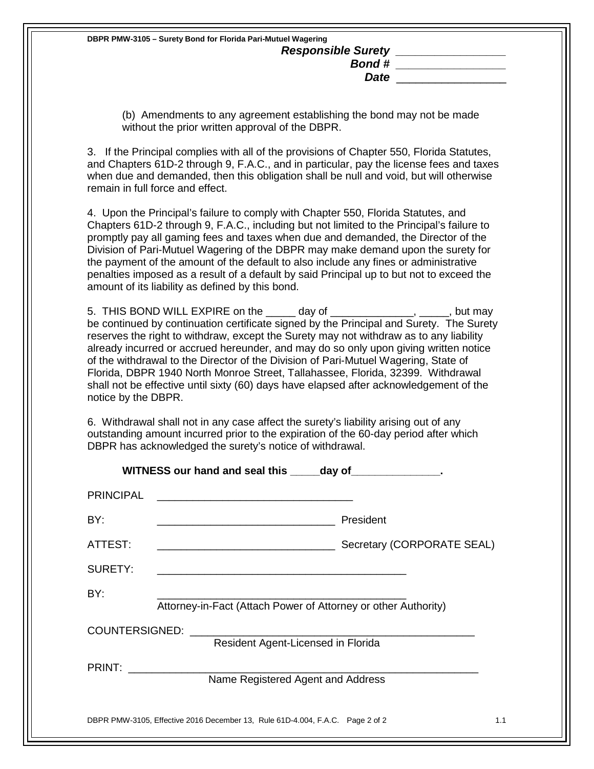**DBPR PMW-3105 – Surety Bond for Florida Pari-Mutuel Wagering**

***Responsible Surety*** ________________

***Bond #*** ________________

***Date*** ________________

(b) Amendments to any agreement establishing the bond may not be made without the prior written approval of the DBPR.

3. If the Principal complies with all of the provisions of Chapter 550, Florida Statutes, and Chapters 61D-2 through 9, F.A.C., and in particular, pay the license fees and taxes when due and demanded, then this obligation shall be null and void, but will otherwise remain in full force and effect.

4. Upon the Principal's failure to comply with Chapter 550, Florida Statutes, and Chapters 61D-2 through 9, F.A.C., including but not limited to the Principal's failure to promptly pay all gaming fees and taxes when due and demanded, the Director of the Division of Pari-Mutuel Wagering of the DBPR may make demand upon the surety for the payment of the amount of the default to also include any fines or administrative penalties imposed as a result of a default by said Principal up to but not to exceed the amount of its liability as defined by this bond.

5. THIS BOND WILL EXPIRE on the _____ day of ______________, _____, but may be continued by continuation certificate signed by the Principal and Surety. The Surety reserves the right to withdraw, except the Surety may not withdraw as to any liability already incurred or accrued hereunder, and may do so only upon giving written notice of the withdrawal to the Director of the Division of Pari-Mutuel Wagering, State of Florida, DBPR 1940 North Monroe Street, Tallahassee, Florida, 32399. Withdrawal shall not be effective until sixty (60) days have elapsed after acknowledgement of the notice by the DBPR.

6. Withdrawal shall not in any case affect the surety's liability arising out of any outstanding amount incurred prior to the expiration of the 60-day period after which DBPR has acknowledged the surety's notice of withdrawal.

**WITNESS our hand and seal this _____day of______________.**

PRINCIPAL ________________________________

BY: ______________________________ President

ATTEST: ______________________________ Secretary (CORPORATE SEAL)

SURETY: ________________________________________

BY: ________________________________________
Attorney-in-Fact (Attach Power of Attorney or other Authority)

COUNTERSIGNED: ________________________________________________
Resident Agent-Licensed in Florida

PRINT: ___________________________________________________________
Name Registered Agent and Address

DBPR PMW-3105, Effective 2016 December 13, Rule 61D-4.004, F.A.C. 1.1